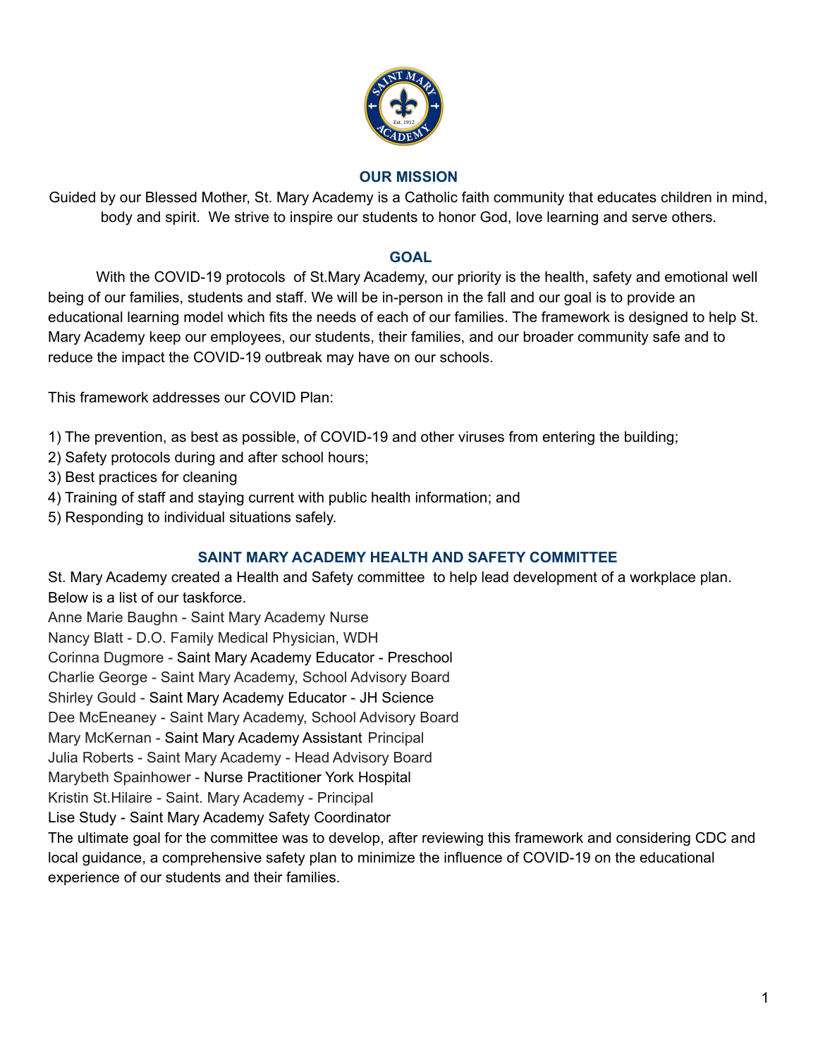## OUR MISSION

Guided by our Blessed Mother, St. Mary Academy is a Catholic faith community that educates children in mind, body and spirit. We strive to inspire our students to honor God, love learning and serve others.

## GOAL

With the COVID-19 protocols of St.Mary Academy, our priority is the health, safety and emotional well being of our families, students and staff. We will be in-person in the fall and our goal is to provide an educational learning model which fits the needs of each of our families. The framework is designed to help St. Mary Academy keep our employees, our students, their families, and our broader community safe and to reduce the impact the COVID-19 outbreak may have on our schools.

This framework addresses our COVID Plan:

1) The prevention, as best as possible, of COVID-19 and other viruses from entering the building;
2) Safety protocols during and after school hours;
3) Best practices for cleaning
4) Training of staff and staying current with public health information; and
5) Responding to individual situations safely.

## SAINT MARY ACADEMY HEALTH AND SAFETY COMMITTEE

St. Mary Academy created a Health and Safety committee to help lead development of a workplace plan. Below is a list of our taskforce.

Anne Marie Baughn - Saint Mary Academy Nurse
Nancy Blatt - D.O. Family Medical Physician, WDH
Corinna Dugmore - Saint Mary Academy Educator - Preschool
Charlie George - Saint Mary Academy, School Advisory Board
Shirley Gould - Saint Mary Academy Educator - JH Science
Dee McEneaney - Saint Mary Academy, School Advisory Board
Mary McKernan - Saint Mary Academy Assistant Principal
Julia Roberts - Saint Mary Academy - Head Advisory Board
Marybeth Spainhower - Nurse Practitioner York Hospital
Kristin St.Hilaire - Saint. Mary Academy - Principal
Lise Study - Saint Mary Academy Safety Coordinator

The ultimate goal for the committee was to develop, after reviewing this framework and considering CDC and local guidance, a comprehensive safety plan to minimize the influence of COVID-19 on the educational experience of our students and their families.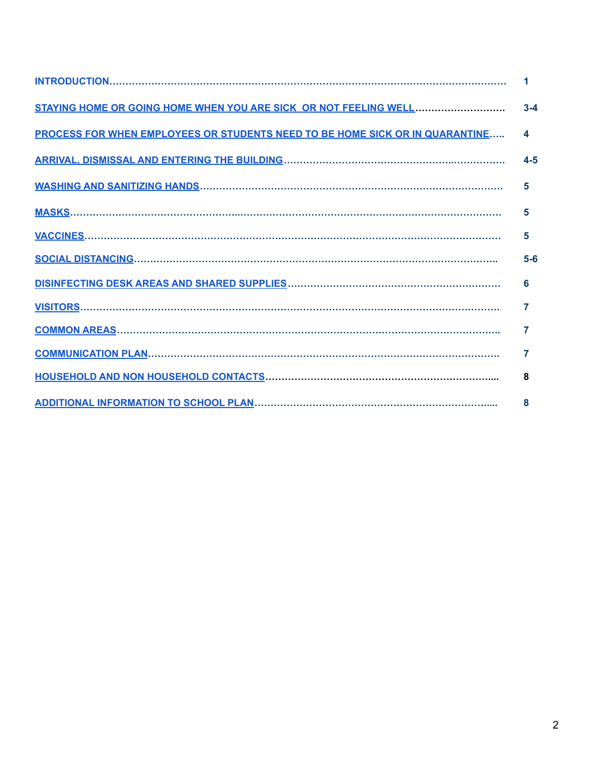| | |
|---|---|
| INTRODUCTION | 1 |
| STAYING HOME OR GOING HOME WHEN YOU ARE SICK OR NOT FEELING WELL | 3-4 |
| PROCESS FOR WHEN EMPLOYEES OR STUDENTS NEED TO BE HOME SICK OR IN QUARANTINE | 4 |
| ARRIVAL, DISMISSAL AND ENTERING THE BUILDING | 4-5 |
| WASHING AND SANITIZING HANDS | 5 |
| MASKS | 5 |
| VACCINES | 5 |
| SOCIAL DISTANCING | 5-6 |
| DISINFECTING DESK AREAS AND SHARED SUPPLIES | 6 |
| VISITORS | 7 |
| COMMON AREAS | 7 |
| COMMUNICATION PLAN | 7 |
| HOUSEHOLD AND NON HOUSEHOLD CONTACTS | 8 |
| ADDITIONAL INFORMATION TO SCHOOL PLAN | 8 |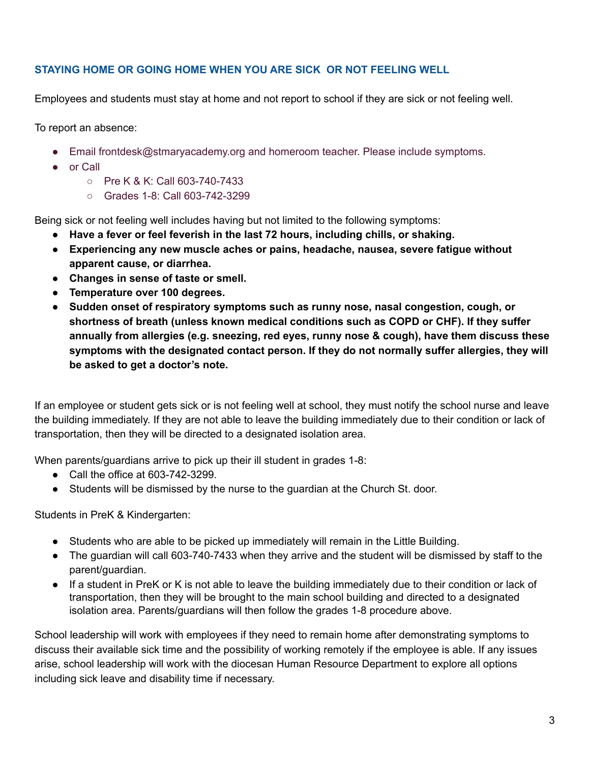### STAYING HOME OR GOING HOME WHEN YOU ARE SICK OR NOT FEELING WELL

Employees and students must stay at home and not report to school if they are sick or not feeling well.

To report an absence:

- Email frontdesk@stmaryacademy.org and homeroom teacher. Please include symptoms.
- or Call
  - Pre K & K: Call 603-740-7433
  - Grades 1-8: Call 603-742-3299

Being sick or not feeling well includes having but not limited to the following symptoms:

- **Have a fever or feel feverish in the last 72 hours, including chills, or shaking.**
- **Experiencing any new muscle aches or pains, headache, nausea, severe fatigue without apparent cause, or diarrhea.**
- **Changes in sense of taste or smell.**
- **Temperature over 100 degrees.**
- **Sudden onset of respiratory symptoms such as runny nose, nasal congestion, cough, or shortness of breath (unless known medical conditions such as COPD or CHF). If they suffer annually from allergies (e.g. sneezing, red eyes, runny nose & cough), have them discuss these symptoms with the designated contact person. If they do not normally suffer allergies, they will be asked to get a doctor's note.**

If an employee or student gets sick or is not feeling well at school, they must notify the school nurse and leave the building immediately. If they are not able to leave the building immediately due to their condition or lack of transportation, then they will be directed to a designated isolation area.

When parents/guardians arrive to pick up their ill student in grades 1-8:

- Call the office at 603-742-3299.
- Students will be dismissed by the nurse to the guardian at the Church St. door.

Students in PreK & Kindergarten:

- Students who are able to be picked up immediately will remain in the Little Building.
- The guardian will call 603-740-7433 when they arrive and the student will be dismissed by staff to the parent/guardian.
- If a student in PreK or K is not able to leave the building immediately due to their condition or lack of transportation, then they will be brought to the main school building and directed to a designated isolation area. Parents/guardians will then follow the grades 1-8 procedure above.

School leadership will work with employees if they need to remain home after demonstrating symptoms to discuss their available sick time and the possibility of working remotely if the employee is able. If any issues arise, school leadership will work with the diocesan Human Resource Department to explore all options including sick leave and disability time if necessary.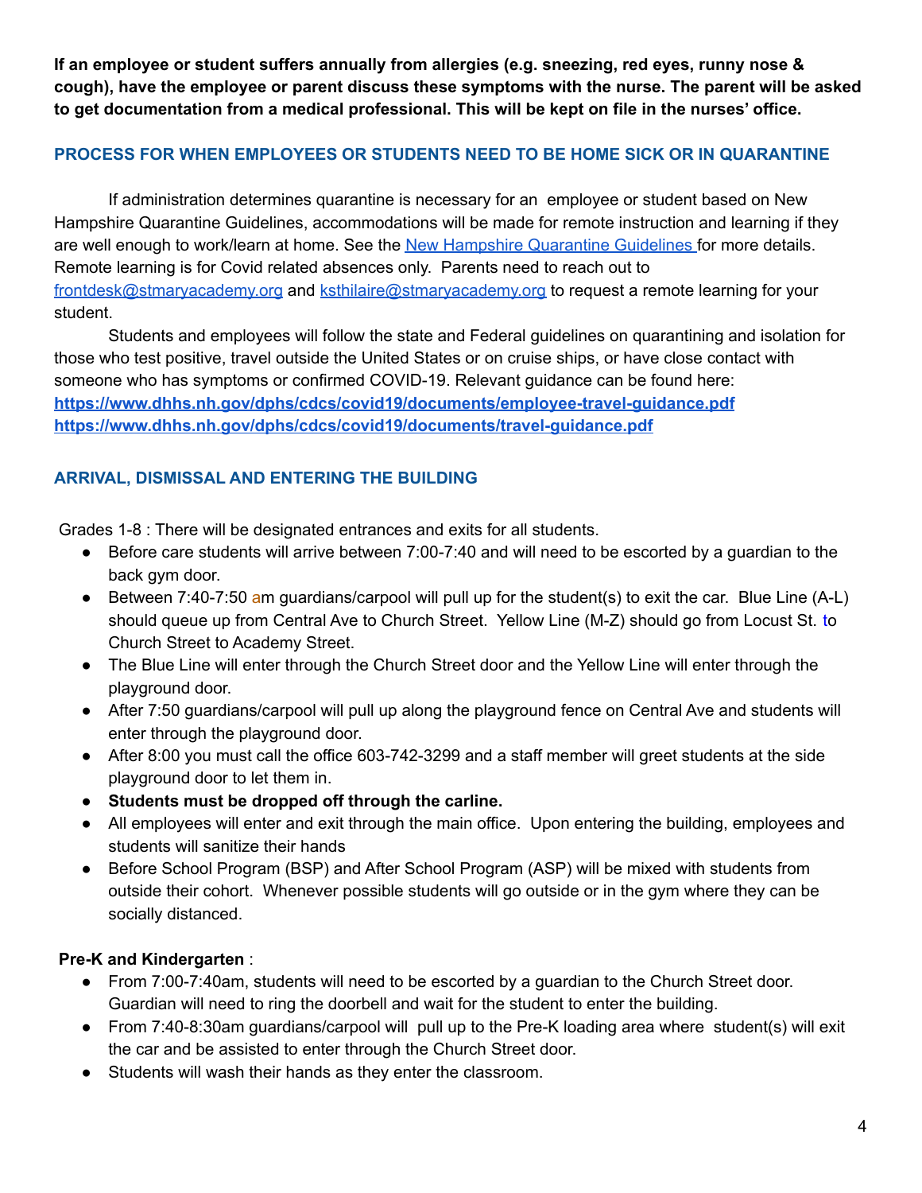**If an employee or student suffers annually from allergies (e.g. sneezing, red eyes, runny nose & cough), have the employee or parent discuss these symptoms with the nurse. The parent will be asked to get documentation from a medical professional. This will be kept on file in the nurses' office.**

## PROCESS FOR WHEN EMPLOYEES OR STUDENTS NEED TO BE HOME SICK OR IN QUARANTINE

If administration determines quarantine is necessary for an employee or student based on New Hampshire Quarantine Guidelines, accommodations will be made for remote instruction and learning if they are well enough to work/learn at home. See the [New Hampshire Quarantine Guidelines](#) for more details. Remote learning is for Covid related absences only. Parents need to reach out to frontdesk@stmaryacademy.org and ksthilaire@stmaryacademy.org to request a remote learning for your student.

Students and employees will follow the state and Federal guidelines on quarantining and isolation for those who test positive, travel outside the United States or on cruise ships, or have close contact with someone who has symptoms or confirmed COVID-19. Relevant guidance can be found here:
**https://www.dhhs.nh.gov/dphs/cdcs/covid19/documents/employee-travel-guidance.pdf**
**https://www.dhhs.nh.gov/dphs/cdcs/covid19/documents/travel-guidance.pdf**

## ARRIVAL, DISMISSAL AND ENTERING THE BUILDING

Grades 1-8 : There will be designated entrances and exits for all students.

- Before care students will arrive between 7:00-7:40 and will need to be escorted by a guardian to the back gym door.
- Between 7:40-7:50 am guardians/carpool will pull up for the student(s) to exit the car. Blue Line (A-L) should queue up from Central Ave to Church Street. Yellow Line (M-Z) should go from Locust St. to Church Street to Academy Street.
- The Blue Line will enter through the Church Street door and the Yellow Line will enter through the playground door.
- After 7:50 guardians/carpool will pull up along the playground fence on Central Ave and students will enter through the playground door.
- After 8:00 you must call the office 603-742-3299 and a staff member will greet students at the side playground door to let them in.
- **Students must be dropped off through the carline.**
- All employees will enter and exit through the main office. Upon entering the building, employees and students will sanitize their hands
- Before School Program (BSP) and After School Program (ASP) will be mixed with students from outside their cohort. Whenever possible students will go outside or in the gym where they can be socially distanced.

**Pre-K and Kindergarten** :

- From 7:00-7:40am, students will need to be escorted by a guardian to the Church Street door. Guardian will need to ring the doorbell and wait for the student to enter the building.
- From 7:40-8:30am guardians/carpool will pull up to the Pre-K loading area where student(s) will exit the car and be assisted to enter through the Church Street door.
- Students will wash their hands as they enter the classroom.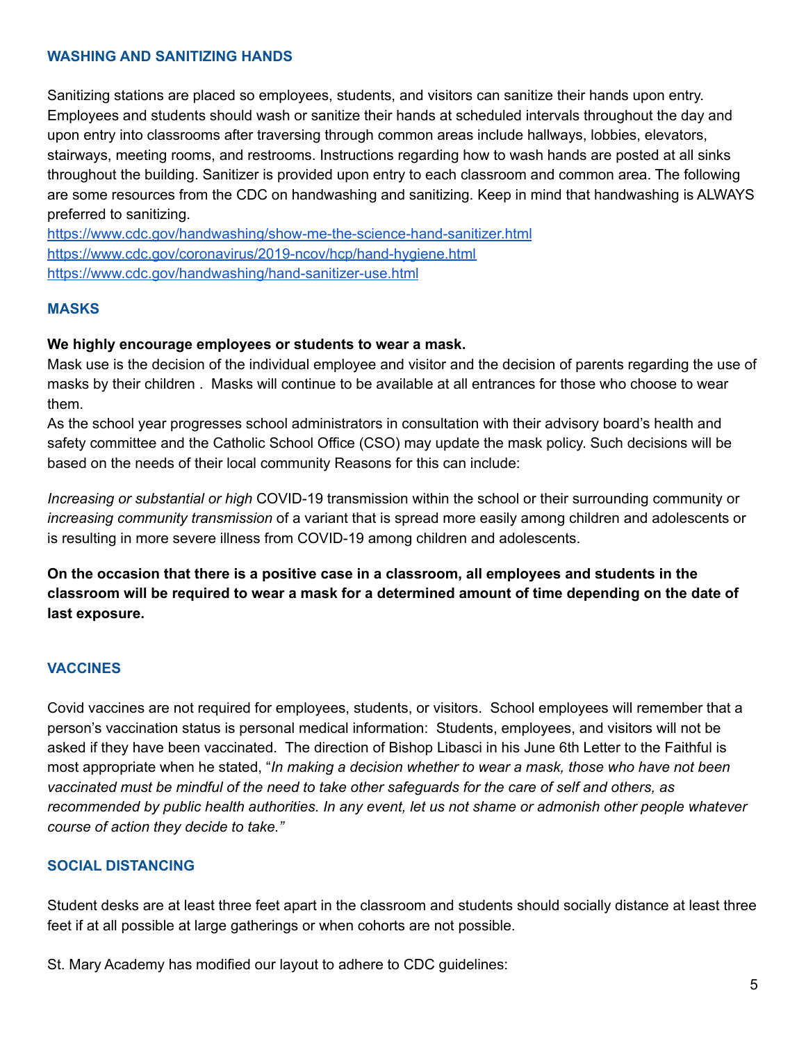### WASHING AND SANITIZING HANDS

Sanitizing stations are placed so employees, students, and visitors can sanitize their hands upon entry. Employees and students should wash or sanitize their hands at scheduled intervals throughout the day and upon entry into classrooms after traversing through common areas include hallways, lobbies, elevators, stairways, meeting rooms, and restrooms. Instructions regarding how to wash hands are posted at all sinks throughout the building. Sanitizer is provided upon entry to each classroom and common area. The following are some resources from the CDC on handwashing and sanitizing. Keep in mind that handwashing is ALWAYS preferred to sanitizing.
https://www.cdc.gov/handwashing/show-me-the-science-hand-sanitizer.html
https://www.cdc.gov/coronavirus/2019-ncov/hcp/hand-hygiene.html
https://www.cdc.gov/handwashing/hand-sanitizer-use.html

### MASKS

**We highly encourage employees or students to wear a mask.**
Mask use is the decision of the individual employee and visitor and the decision of parents regarding the use of masks by their children . Masks will continue to be available at all entrances for those who choose to wear them.
As the school year progresses school administrators in consultation with their advisory board's health and safety committee and the Catholic School Office (CSO) may update the mask policy. Such decisions will be based on the needs of their local community Reasons for this can include:

*Increasing or substantial or high* COVID-19 transmission within the school or their surrounding community or *increasing community transmission* of a variant that is spread more easily among children and adolescents or is resulting in more severe illness from COVID-19 among children and adolescents.

**On the occasion that there is a positive case in a classroom, all employees and students in the classroom will be required to wear a mask for a determined amount of time depending on the date of last exposure.**

### VACCINES

Covid vaccines are not required for employees, students, or visitors. School employees will remember that a person's vaccination status is personal medical information: Students, employees, and visitors will not be asked if they have been vaccinated. The direction of Bishop Libasci in his June 6th Letter to the Faithful is most appropriate when he stated, "*In making a decision whether to wear a mask, those who have not been vaccinated must be mindful of the need to take other safeguards for the care of self and others, as recommended by public health authorities. In any event, let us not shame or admonish other people whatever course of action they decide to take."*

### SOCIAL DISTANCING

Student desks are at least three feet apart in the classroom and students should socially distance at least three feet if at all possible at large gatherings or when cohorts are not possible.

St. Mary Academy has modified our layout to adhere to CDC guidelines: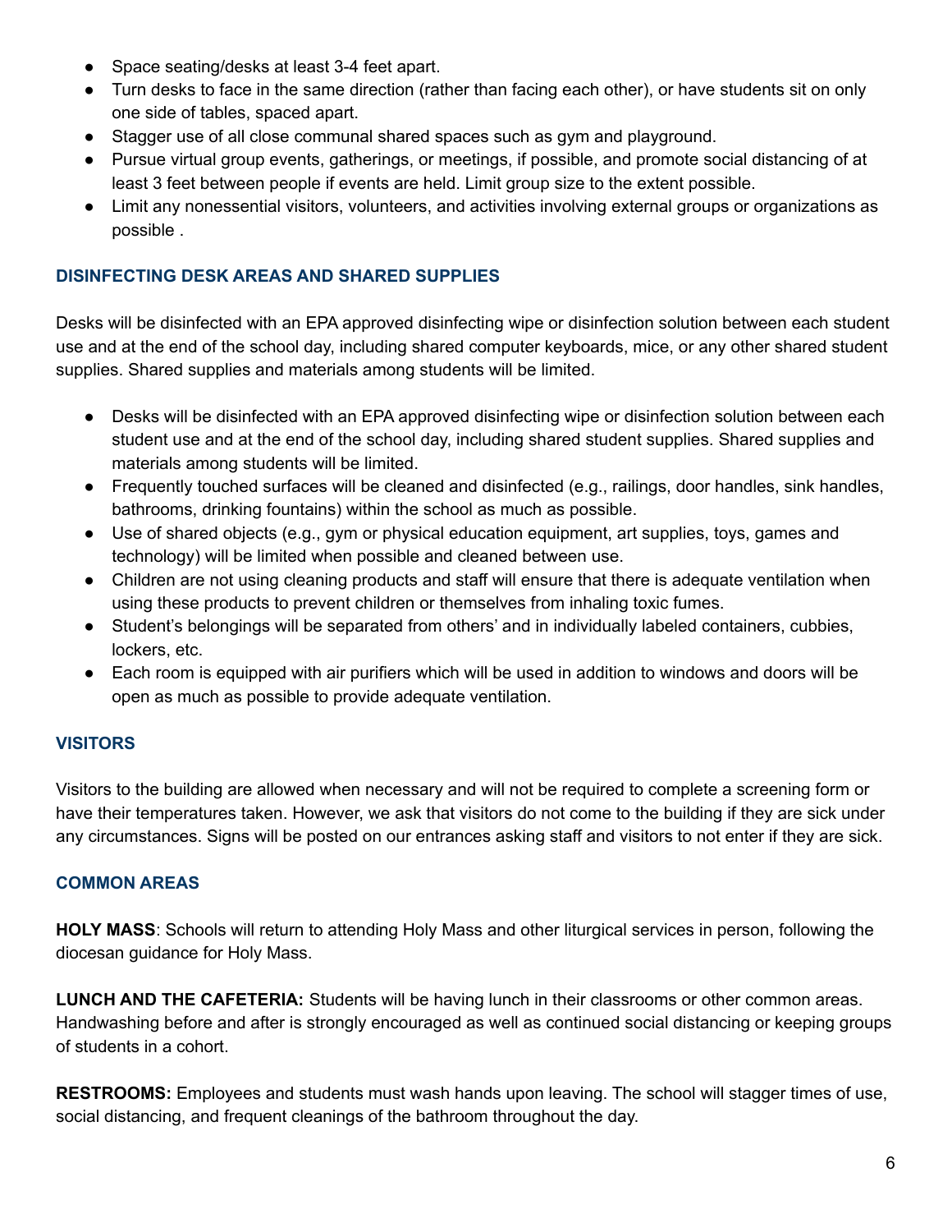- Space seating/desks at least 3-4 feet apart.
- Turn desks to face in the same direction (rather than facing each other), or have students sit on only one side of tables, spaced apart.
- Stagger use of all close communal shared spaces such as gym and playground.
- Pursue virtual group events, gatherings, or meetings, if possible, and promote social distancing of at least 3 feet between people if events are held. Limit group size to the extent possible.
- Limit any nonessential visitors, volunteers, and activities involving external groups or organizations as possible .

### DISINFECTING DESK AREAS AND SHARED SUPPLIES

Desks will be disinfected with an EPA approved disinfecting wipe or disinfection solution between each student use and at the end of the school day, including shared computer keyboards, mice, or any other shared student supplies. Shared supplies and materials among students will be limited.

- Desks will be disinfected with an EPA approved disinfecting wipe or disinfection solution between each student use and at the end of the school day, including shared student supplies. Shared supplies and materials among students will be limited.
- Frequently touched surfaces will be cleaned and disinfected (e.g., railings, door handles, sink handles, bathrooms, drinking fountains) within the school as much as possible.
- Use of shared objects (e.g., gym or physical education equipment, art supplies, toys, games and technology) will be limited when possible and cleaned between use.
- Children are not using cleaning products and staff will ensure that there is adequate ventilation when using these products to prevent children or themselves from inhaling toxic fumes.
- Student's belongings will be separated from others' and in individually labeled containers, cubbies, lockers, etc.
- Each room is equipped with air purifiers which will be used in addition to windows and doors will be open as much as possible to provide adequate ventilation.

### VISITORS

Visitors to the building are allowed when necessary and will not be required to complete a screening form or have their temperatures taken. However, we ask that visitors do not come to the building if they are sick under any circumstances. Signs will be posted on our entrances asking staff and visitors to not enter if they are sick.

### COMMON AREAS

**HOLY MASS**: Schools will return to attending Holy Mass and other liturgical services in person, following the diocesan guidance for Holy Mass.

**LUNCH AND THE CAFETERIA:** Students will be having lunch in their classrooms or other common areas. Handwashing before and after is strongly encouraged as well as continued social distancing or keeping groups of students in a cohort.

**RESTROOMS:** Employees and students must wash hands upon leaving. The school will stagger times of use, social distancing, and frequent cleanings of the bathroom throughout the day.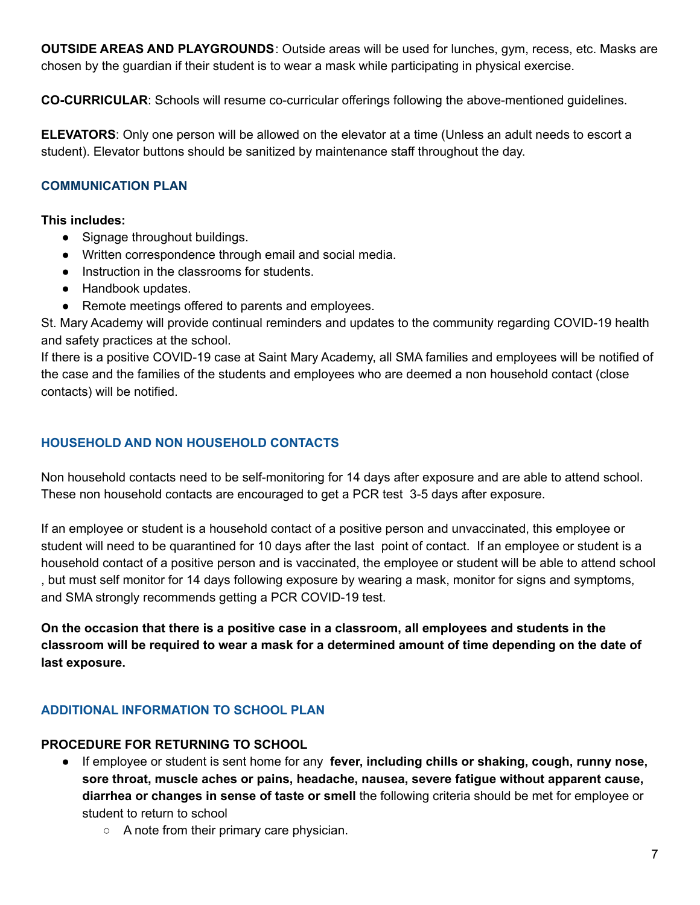**OUTSIDE AREAS AND PLAYGROUNDS**: Outside areas will be used for lunches, gym, recess, etc. Masks are chosen by the guardian if their student is to wear a mask while participating in physical exercise.

**CO-CURRICULAR**: Schools will resume co-curricular offerings following the above-mentioned guidelines.

**ELEVATORS**: Only one person will be allowed on the elevator at a time (Unless an adult needs to escort a student). Elevator buttons should be sanitized by maintenance staff throughout the day.

### COMMUNICATION PLAN

**This includes:**

- Signage throughout buildings.
- Written correspondence through email and social media.
- Instruction in the classrooms for students.
- Handbook updates.
- Remote meetings offered to parents and employees.

St. Mary Academy will provide continual reminders and updates to the community regarding COVID-19 health and safety practices at the school.
If there is a positive COVID-19 case at Saint Mary Academy, all SMA families and employees will be notified of the case and the families of the students and employees who are deemed a non household contact (close contacts) will be notified.

### HOUSEHOLD AND NON HOUSEHOLD CONTACTS

Non household contacts need to be self-monitoring for 14 days after exposure and are able to attend school. These non household contacts are encouraged to get a PCR test 3-5 days after exposure.

If an employee or student is a household contact of a positive person and unvaccinated, this employee or student will need to be quarantined for 10 days after the last point of contact. If an employee or student is a household contact of a positive person and is vaccinated, the employee or student will be able to attend school , but must self monitor for 14 days following exposure by wearing a mask, monitor for signs and symptoms, and SMA strongly recommends getting a PCR COVID-19 test.

**On the occasion that there is a positive case in a classroom, all employees and students in the classroom will be required to wear a mask for a determined amount of time depending on the date of last exposure.**

### ADDITIONAL INFORMATION TO SCHOOL PLAN

**PROCEDURE FOR RETURNING TO SCHOOL**

- If employee or student is sent home for any **fever, including chills or shaking, cough, runny nose, sore throat, muscle aches or pains, headache, nausea, severe fatigue without apparent cause, diarrhea or changes in sense of taste or smell** the following criteria should be met for employee or student to return to school
  - A note from their primary care physician.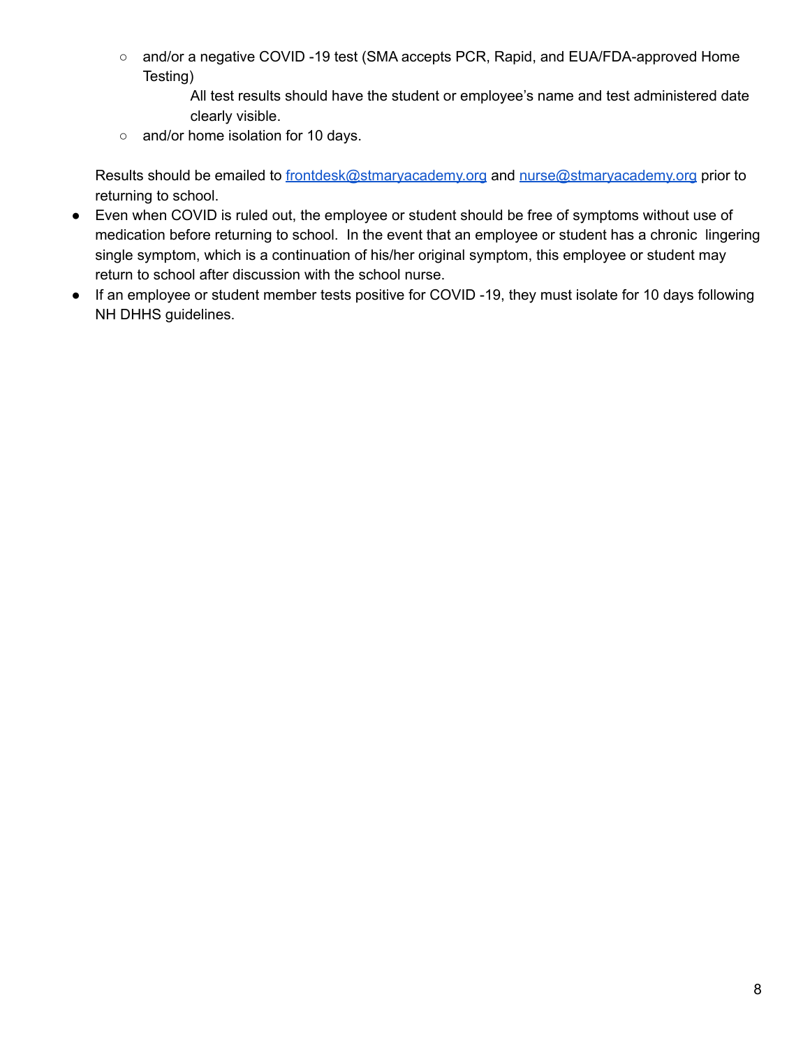- and/or a negative COVID -19 test (SMA accepts PCR, Rapid, and EUA/FDA-approved Home Testing)

    All test results should have the student or employee's name and test administered date clearly visible.
  - and/or home isolation for 10 days.

  Results should be emailed to [frontdesk@stmaryacademy.org](mailto:frontdesk@stmaryacademy.org) and [nurse@stmaryacademy.org](mailto:nurse@stmaryacademy.org) prior to returning to school.

- Even when COVID is ruled out, the employee or student should be free of symptoms without use of medication before returning to school. In the event that an employee or student has a chronic lingering single symptom, which is a continuation of his/her original symptom, this employee or student may return to school after discussion with the school nurse.
- If an employee or student member tests positive for COVID -19, they must isolate for 10 days following NH DHHS guidelines.